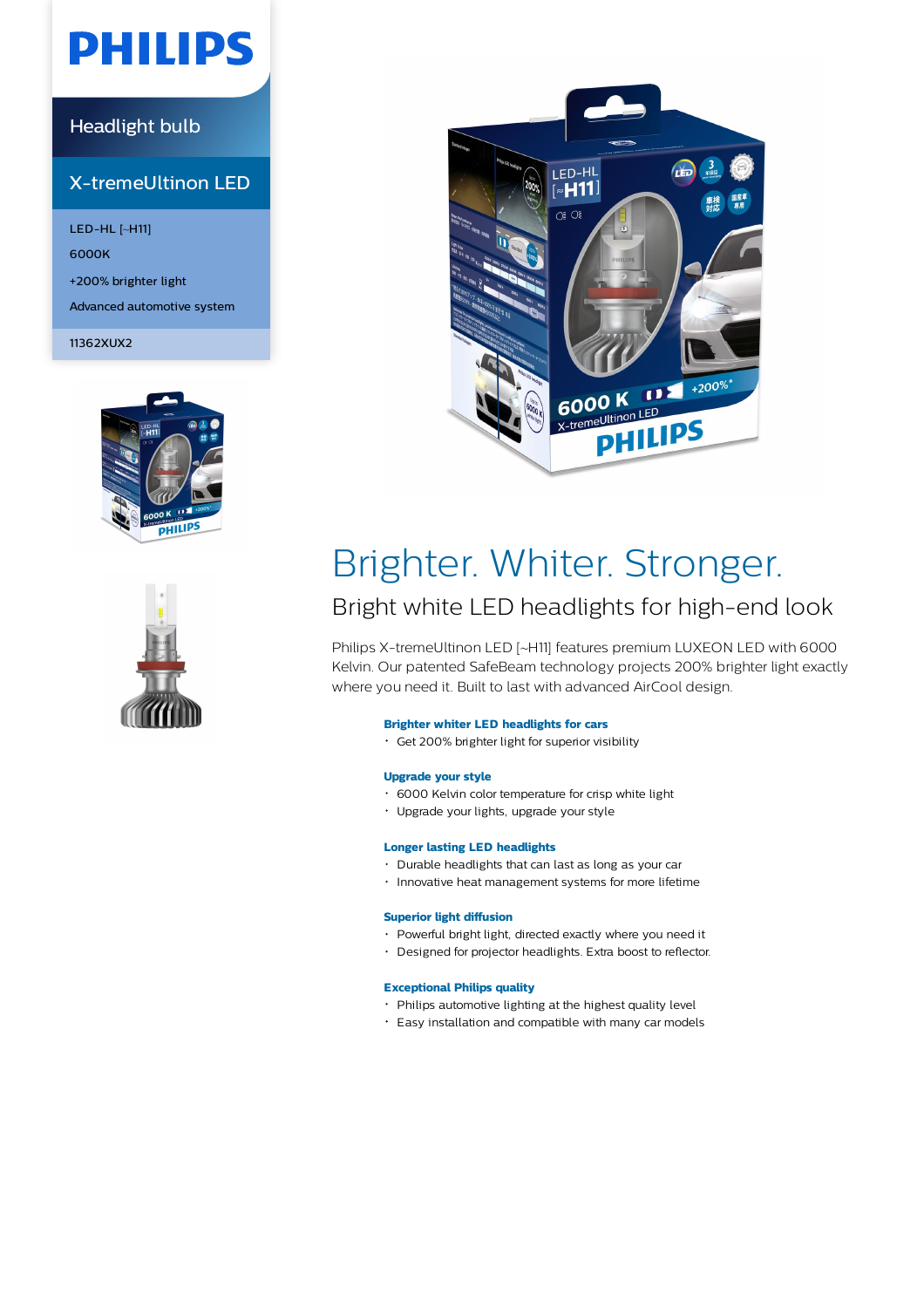# PHILIPS

Headlight bulb

## X-tremeUltinon LED

LED-HL [~H11]

6000K

+200% brighter light

Advanced automotive system

11362XUX2

# Brighter. Whiter. Stronger.

## Bright white LED headlights for high-end look

Philips X-tremeUltinon LED [~H11] features premium LUXEON LED with 6000 Kelvin. Our patented SafeBeam technology projects 200% brighter light exactly where you need it. Built to last with advanced AirCool design.

**Brighter whiter LED headlights for cars**

- Get 200% brighter light for superior visibility

**Upgrade your style**

- 6000 Kelvin color temperature for crisp white light
- Upgrade your lights, upgrade your style

**Longer lasting LED headlights**

- Durable headlights that can last as long as your car
- Innovative heat management systems for more lifetime

**Superior light diffusion**

- Powerful bright light, directed exactly where you need it
- Designed for projector headlights. Extra boost to reflector.

**Exceptional Philips quality**

- Philips automotive lighting at the highest quality level
- Easy installation and compatible with many car models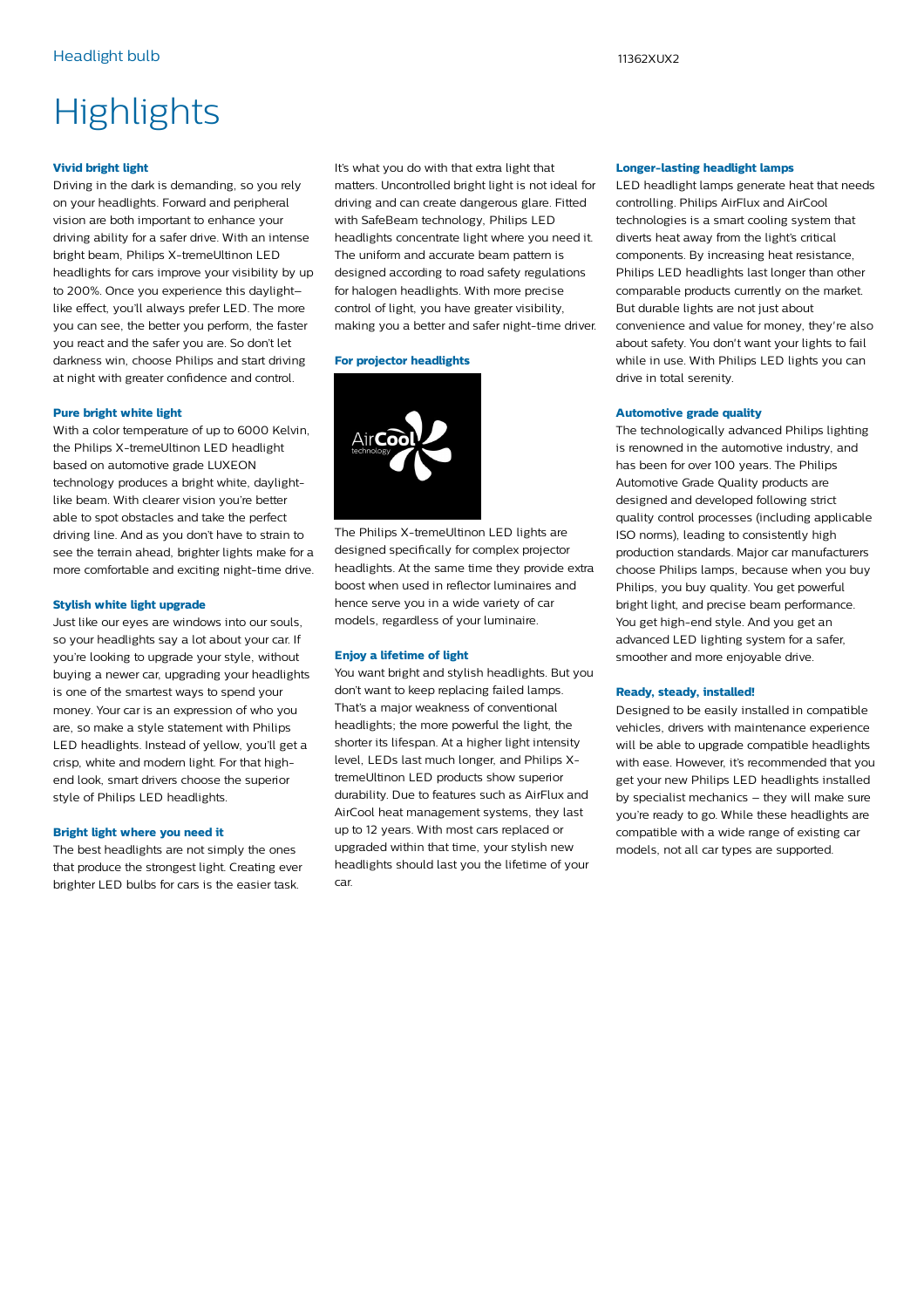# Highlights

### Vivid bright light

Driving in the dark is demanding, so you rely on your headlights. Forward and peripheral vision are both important to enhance your driving ability for a safer drive. With an intense bright beam, Philips X-tremeUltinon LED headlights for cars improve your visibility by up to 200%. Once you experience this daylight–like effect, you'll always prefer LED. The more you can see, the better you perform, the faster you react and the safer you are. So don't let darkness win, choose Philips and start driving at night with greater confidence and control.

### Pure bright white light

With a color temperature of up to 6000 Kelvin, the Philips X-tremeUltinon LED headlight based on automotive grade LUXEON technology produces a bright white, daylight-like beam. With clearer vision you're better able to spot obstacles and take the perfect driving line. And as you don't have to strain to see the terrain ahead, brighter lights make for a more comfortable and exciting night-time drive.

### Stylish white light upgrade

Just like our eyes are windows into our souls, so your headlights say a lot about your car. If you're looking to upgrade your style, without buying a newer car, upgrading your headlights is one of the smartest ways to spend your money. Your car is an expression of who you are, so make a style statement with Philips LED headlights. Instead of yellow, you'll get a crisp, white and modern light. For that high-end look, smart drivers choose the superior style of Philips LED headlights.

### Bright light where you need it

The best headlights are not simply the ones that produce the strongest light. Creating ever brighter LED bulbs for cars is the easier task. It's what you do with that extra light that matters. Uncontrolled bright light is not ideal for driving and can create dangerous glare. Fitted with SafeBeam technology, Philips LED headlights concentrate light where you need it. The uniform and accurate beam pattern is designed according to road safety regulations for halogen headlights. With more precise control of light, you have greater visibility, making you a better and safer night-time driver.

### For projector headlights

The Philips X-tremeUltinon LED lights are designed specifically for complex projector headlights. At the same time they provide extra boost when used in reflector luminaires and hence serve you in a wide variety of car models, regardless of your luminaire.

### Enjoy a lifetime of light

You want bright and stylish headlights. But you don't want to keep replacing failed lamps. That's a major weakness of conventional headlights; the more powerful the light, the shorter its lifespan. At a higher light intensity level, LEDs last much longer, and Philips X-tremeUltinon LED products show superior durability. Due to features such as AirFlux and AirCool heat management systems, they last up to 12 years. With most cars replaced or upgraded within that time, your stylish new headlights should last you the lifetime of your car.

### Longer-lasting headlight lamps

LED headlight lamps generate heat that needs controlling. Philips AirFlux and AirCool technologies is a smart cooling system that diverts heat away from the light's critical components. By increasing heat resistance, Philips LED headlights last longer than other comparable products currently on the market. But durable lights are not just about convenience and value for money, they're also about safety. You don't want your lights to fail while in use. With Philips LED lights you can drive in total serenity.

### Automotive grade quality

The technologically advanced Philips lighting is renowned in the automotive industry, and has been for over 100 years. The Philips Automotive Grade Quality products are designed and developed following strict quality control processes (including applicable ISO norms), leading to consistently high production standards. Major car manufacturers choose Philips lamps, because when you buy Philips, you buy quality. You get powerful bright light, and precise beam performance. You get high-end style. And you get an advanced LED lighting system for a safer, smoother and more enjoyable drive.

### Ready, steady, installed!

Designed to be easily installed in compatible vehicles, drivers with maintenance experience will be able to upgrade compatible headlights with ease. However, it's recommended that you get your new Philips LED headlights installed by specialist mechanics – they will make sure you're ready to go. While these headlights are compatible with a wide range of existing car models, not all car types are supported.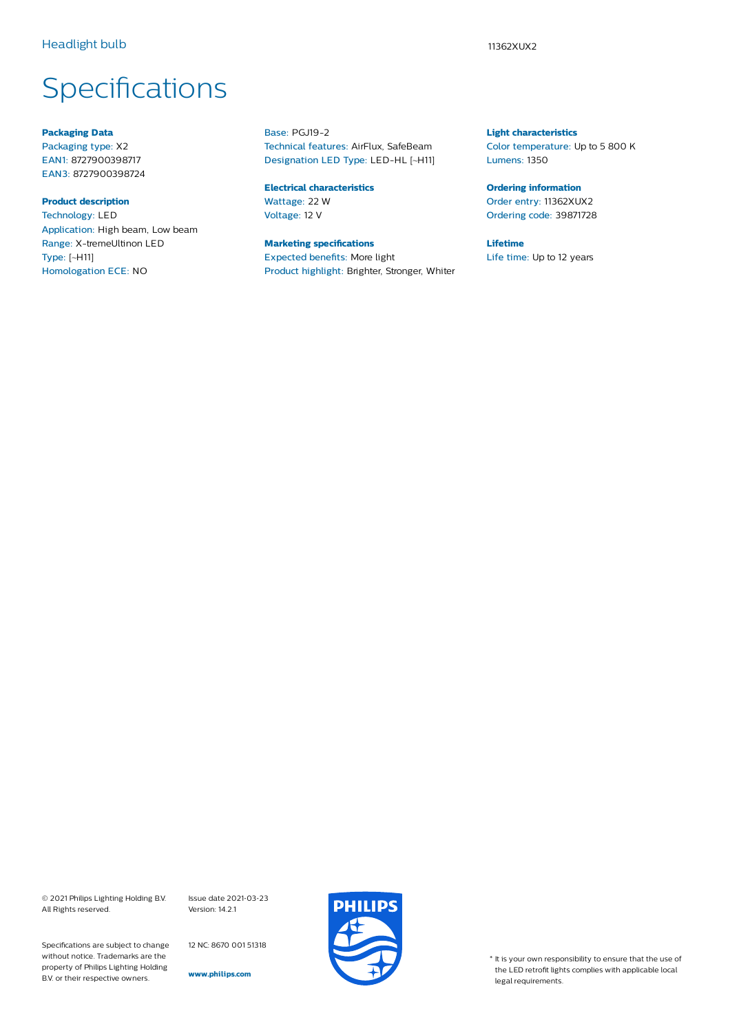# Specifications

### Packaging Data

Packaging type: X2
EAN1: 8727900398717
EAN3: 8727900398724

### Product description

Technology: LED
Application: High beam, Low beam
Range: X-tremeUltinon LED
Type: [~H11]
Homologation ECE: NO
Base: PGJ19-2
Technical features: AirFlux, SafeBeam
Designation LED Type: LED-HL [~H11]

### Electrical characteristics

Wattage: 22 W
Voltage: 12 V

### Marketing specifications

Expected benefits: More light
Product highlight: Brighter, Stronger, Whiter

### Light characteristics

Color temperature: Up to 5 800 K
Lumens: 1350

### Ordering information

Order entry: 11362XUX2
Ordering code: 39871728

### Lifetime

Life time: Up to 12 years

© 2021 Philips Lighting Holding B.V.
All Rights reserved.

Specifications are subject to change without notice. Trademarks are the property of Philips Lighting Holding B.V. or their respective owners.

Issue date 2021-03-23
Version: 14.2.1

12 NC: 8670 001 51318

**www.philips.com**

\* It is your own responsibility to ensure that the use of the LED retrofit lights complies with applicable local legal requirements.